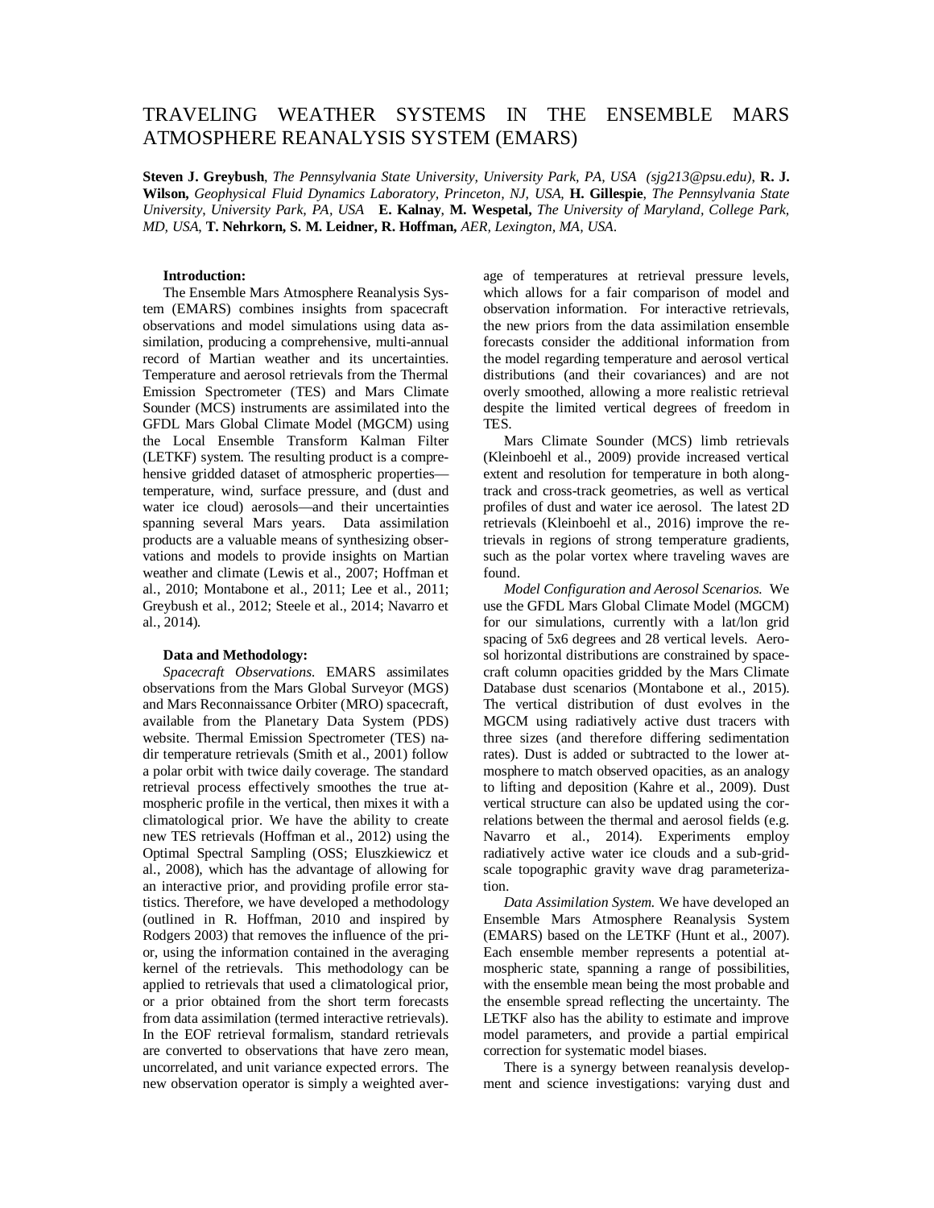# TRAVELING WEATHER SYSTEMS IN THE ENSEMBLE MARS ATMOSPHERE REANALYSIS SYSTEM (EMARS)

**Steven J. Greybush**, *The Pennsylvania State University, University Park, PA, USA (sjg213@psu.edu)*, **R. J. Wilson,** *Geophysical Fluid Dynamics Laboratory, Princeton, NJ, USA,* **H. Gillespie**, *The Pennsylvania State University, University Park, PA, USA* **E. Kalnay**, **M. Wespetal,** *The University of Maryland, College Park, MD, USA,* **T. Nehrkorn, S. M. Leidner, R. Hoffman,** *AER, Lexington, MA, USA.*

**Introduction:**

The Ensemble Mars Atmosphere Reanalysis System (EMARS) combines insights from spacecraft observations and model simulations using data assimilation, producing a comprehensive, multi-annual record of Martian weather and its uncertainties. Temperature and aerosol retrievals from the Thermal Emission Spectrometer (TES) and Mars Climate Sounder (MCS) instruments are assimilated into the GFDL Mars Global Climate Model (MGCM) using the Local Ensemble Transform Kalman Filter (LETKF) system. The resulting product is a comprehensive gridded dataset of atmospheric properties—temperature, wind, surface pressure, and (dust and water ice cloud) aerosols—and their uncertainties spanning several Mars years. Data assimilation products are a valuable means of synthesizing observations and models to provide insights on Martian weather and climate (Lewis et al., 2007; Hoffman et al., 2010; Montabone et al., 2011; Lee et al., 2011; Greybush et al., 2012; Steele et al., 2014; Navarro et al., 2014).

**Data and Methodology:**

*Spacecraft Observations.* EMARS assimilates observations from the Mars Global Surveyor (MGS) and Mars Reconnaissance Orbiter (MRO) spacecraft, available from the Planetary Data System (PDS) website. Thermal Emission Spectrometer (TES) nadir temperature retrievals (Smith et al., 2001) follow a polar orbit with twice daily coverage. The standard retrieval process effectively smoothes the true atmospheric profile in the vertical, then mixes it with a climatological prior. We have the ability to create new TES retrievals (Hoffman et al., 2012) using the Optimal Spectral Sampling (OSS; Eluszkiewicz et al., 2008), which has the advantage of allowing for an interactive prior, and providing profile error statistics. Therefore, we have developed a methodology (outlined in R. Hoffman, 2010 and inspired by Rodgers 2003) that removes the influence of the prior, using the information contained in the averaging kernel of the retrievals. This methodology can be applied to retrievals that used a climatological prior, or a prior obtained from the short term forecasts from data assimilation (termed interactive retrievals). In the EOF retrieval formalism, standard retrievals are converted to observations that have zero mean, uncorrelated, and unit variance expected errors. The new observation operator is simply a weighted average of temperatures at retrieval pressure levels, which allows for a fair comparison of model and observation information. For interactive retrievals, the new priors from the data assimilation ensemble forecasts consider the additional information from the model regarding temperature and aerosol vertical distributions (and their covariances) and are not overly smoothed, allowing a more realistic retrieval despite the limited vertical degrees of freedom in TES.

Mars Climate Sounder (MCS) limb retrievals (Kleinboehl et al., 2009) provide increased vertical extent and resolution for temperature in both along-track and cross-track geometries, as well as vertical profiles of dust and water ice aerosol. The latest 2D retrievals (Kleinboehl et al., 2016) improve the retrievals in regions of strong temperature gradients, such as the polar vortex where traveling waves are found.

*Model Configuration and Aerosol Scenarios.* We use the GFDL Mars Global Climate Model (MGCM) for our simulations, currently with a lat/lon grid spacing of 5x6 degrees and 28 vertical levels. Aerosol horizontal distributions are constrained by spacecraft column opacities gridded by the Mars Climate Database dust scenarios (Montabone et al., 2015). The vertical distribution of dust evolves in the MGCM using radiatively active dust tracers with three sizes (and therefore differing sedimentation rates). Dust is added or subtracted to the lower atmosphere to match observed opacities, as an analogy to lifting and deposition (Kahre et al., 2009). Dust vertical structure can also be updated using the correlations between the thermal and aerosol fields (e.g. Navarro et al., 2014). Experiments employ radiatively active water ice clouds and a sub-grid-scale topographic gravity wave drag parameterization.

*Data Assimilation System.* We have developed an Ensemble Mars Atmosphere Reanalysis System (EMARS) based on the LETKF (Hunt et al., 2007). Each ensemble member represents a potential atmospheric state, spanning a range of possibilities, with the ensemble mean being the most probable and the ensemble spread reflecting the uncertainty. The LETKF also has the ability to estimate and improve model parameters, and provide a partial empirical correction for systematic model biases.

There is a synergy between reanalysis development and science investigations: varying dust and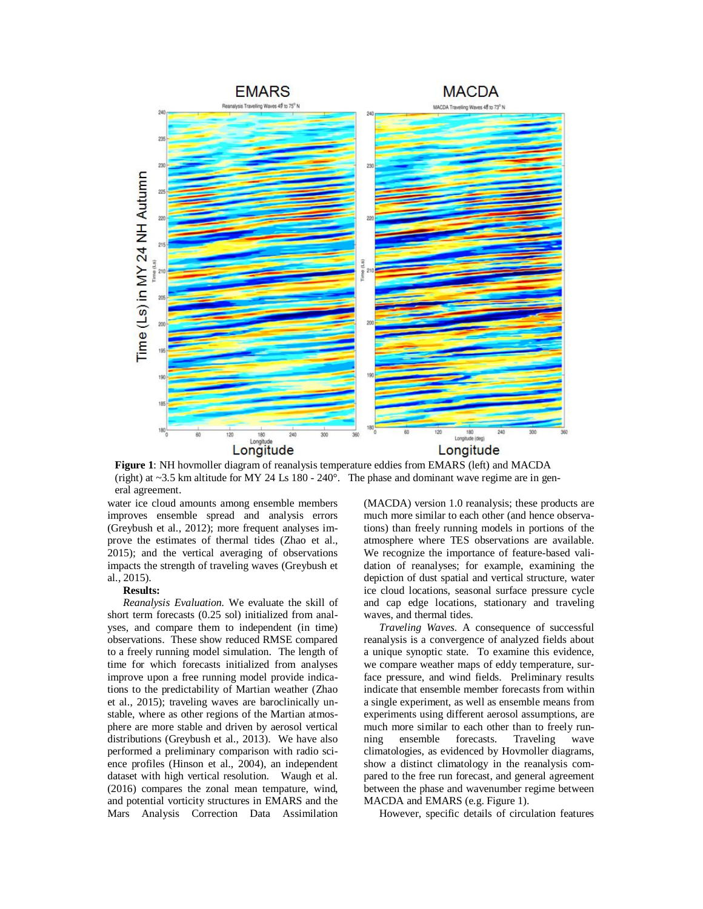EMARS

Reanalysis Traveling Waves 45° to 75° N

MACDA

MACDA Traveling Waves 45° to 73° N

Time (Ls) in MY 24 NH Autumn

Time (Ls)

240 235 230 225 220 215 210 205 200 195 190 185 180

0 60 120 180 240 300 360

Longitude

Longitude (deg)

Longitude

**Figure 1**: NH hovmoller diagram of reanalysis temperature eddies from EMARS (left) and MACDA (right) at ~3.5 km altitude for MY 24 Ls 180 - 240°. The phase and dominant wave regime are in general agreement.

water ice cloud amounts among ensemble members improves ensemble spread and analysis errors (Greybush et al., 2012); more frequent analyses improve the estimates of thermal tides (Zhao et al., 2015); and the vertical averaging of observations impacts the strength of traveling waves (Greybush et al., 2015).

**Results:**

*Reanalysis Evaluation.* We evaluate the skill of short term forecasts (0.25 sol) initialized from analyses, and compare them to independent (in time) observations. These show reduced RMSE compared to a freely running model simulation. The length of time for which forecasts initialized from analyses improve upon a free running model provide indications to the predictability of Martian weather (Zhao et al., 2015); traveling waves are baroclinically unstable, where as other regions of the Martian atmosphere are more stable and driven by aerosol vertical distributions (Greybush et al., 2013). We have also performed a preliminary comparison with radio science profiles (Hinson et al., 2004), an independent dataset with high vertical resolution. Waugh et al. (2016) compares the zonal mean tempature, wind, and potential vorticity structures in EMARS and the Mars Analysis Correction Data Assimilation (MACDA) version 1.0 reanalysis; these products are much more similar to each other (and hence observations) than freely running models in portions of the atmosphere where TES observations are available. We recognize the importance of feature-based validation of reanalyses; for example, examining the depiction of dust spatial and vertical structure, water ice cloud locations, seasonal surface pressure cycle and cap edge locations, stationary and traveling waves, and thermal tides.

*Traveling Waves.* A consequence of successful reanalysis is a convergence of analyzed fields about a unique synoptic state. To examine this evidence, we compare weather maps of eddy temperature, surface pressure, and wind fields. Preliminary results indicate that ensemble member forecasts from within a single experiment, as well as ensemble means from experiments using different aerosol assumptions, are much more similar to each other than to freely running ensemble forecasts. Traveling wave climatologies, as evidenced by Hovmoller diagrams, show a distinct climatology in the reanalysis compared to the free run forecast, and general agreement between the phase and wavenumber regime between MACDA and EMARS (e.g. Figure 1).

However, specific details of circulation features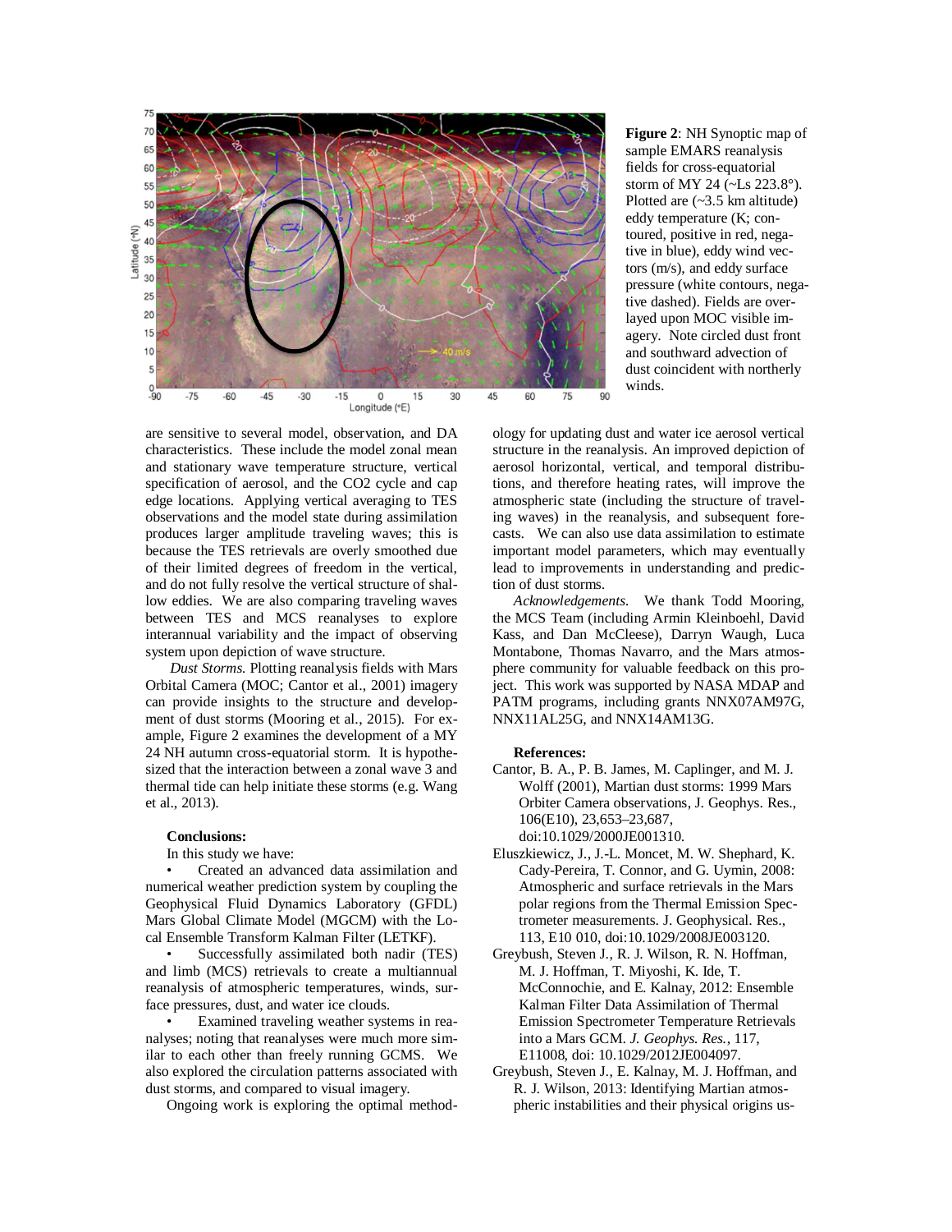75
70
65
60
55
50
45
40
35
30
25
20
15
10
5
0
Latitude (°N)
-90 -75 -60 -45 -30 -15 0 15 30 45 60 75 90
Longitude (°E)
40 m/s
-20
20
12
-20

**Figure 2**: NH Synoptic map of sample EMARS reanalysis fields for cross-equatorial storm of MY 24 (~Ls 223.8°). Plotted are (~3.5 km altitude) eddy temperature (K; contoured, positive in red, negative in blue), eddy wind vectors (m/s), and eddy surface pressure (white contours, negative dashed). Fields are overlayed upon MOC visible imagery. Note circled dust front and southward advection of dust coincident with northerly winds.

are sensitive to several model, observation, and DA characteristics. These include the model zonal mean and stationary wave temperature structure, vertical specification of aerosol, and the $CO_2$ cycle and cap edge locations. Applying vertical averaging to TES observations and the model state during assimilation produces larger amplitude traveling waves; this is because the TES retrievals are overly smoothed due of their limited degrees of freedom in the vertical, and do not fully resolve the vertical structure of shallow eddies. We are also comparing traveling waves between TES and MCS reanalyses to explore interannual variability and the impact of observing system upon depiction of wave structure.

*Dust Storms.* Plotting reanalysis fields with Mars Orbital Camera (MOC; Cantor et al., 2001) imagery can provide insights to the structure and development of dust storms (Mooring et al., 2015). For example, Figure 2 examines the development of a MY 24 NH autumn cross-equatorial storm. It is hypothesized that the interaction between a zonal wave 3 and thermal tide can help initiate these storms (e.g. Wang et al., 2013).

**Conclusions:**

In this study we have:

- Created an advanced data assimilation and numerical weather prediction system by coupling the Geophysical Fluid Dynamics Laboratory (GFDL) Mars Global Climate Model (MGCM) with the Local Ensemble Transform Kalman Filter (LETKF).
- Successfully assimilated both nadir (TES) and limb (MCS) retrievals to create a multiannual reanalysis of atmospheric temperatures, winds, surface pressures, dust, and water ice clouds.
- Examined traveling weather systems in reanalyses; noting that reanalyses were much more similar to each other than freely running GCMS. We also explored the circulation patterns associated with dust storms, and compared to visual imagery.

Ongoing work is exploring the optimal methodology for updating dust and water ice aerosol vertical structure in the reanalysis. An improved depiction of aerosol horizontal, vertical, and temporal distributions, and therefore heating rates, will improve the atmospheric state (including the structure of traveling waves) in the reanalysis, and subsequent forecasts. We can also use data assimilation to estimate important model parameters, which may eventually lead to improvements in understanding and prediction of dust storms.

*Acknowledgements.* We thank Todd Mooring, the MCS Team (including Armin Kleinboehl, David Kass, and Dan McCleese), Darryn Waugh, Luca Montabone, Thomas Navarro, and the Mars atmosphere community for valuable feedback on this project. This work was supported by NASA MDAP and PATM programs, including grants NNX07AM97G, NNX11AL25G, and NNX14AM13G.

**References:**

Cantor, B. A., P. B. James, M. Caplinger, and M. J. Wolff (2001), Martian dust storms: 1999 Mars Orbiter Camera observations, J. Geophys. Res., 106(E10), 23,653–23,687, doi:10.1029/2000JE001310.

Eluszkiewicz, J., J.-L. Moncet, M. W. Shephard, K. Cady-Pereira, T. Connor, and G. Uymin, 2008: Atmospheric and surface retrievals in the Mars polar regions from the Thermal Emission Spectrometer measurements. J. Geophysical. Res., 113, E10 010, doi:10.1029/2008JE003120.

Greybush, Steven J., R. J. Wilson, R. N. Hoffman, M. J. Hoffman, T. Miyoshi, K. Ide, T. McConnochie, and E. Kalnay, 2012: Ensemble Kalman Filter Data Assimilation of Thermal Emission Spectrometer Temperature Retrievals into a Mars GCM. *J. Geophys. Res.*, 117, E11008, doi: 10.1029/2012JE004097.

Greybush, Steven J., E. Kalnay, M. J. Hoffman, and R. J. Wilson, 2013: Identifying Martian atmospheric instabilities and their physical origins us-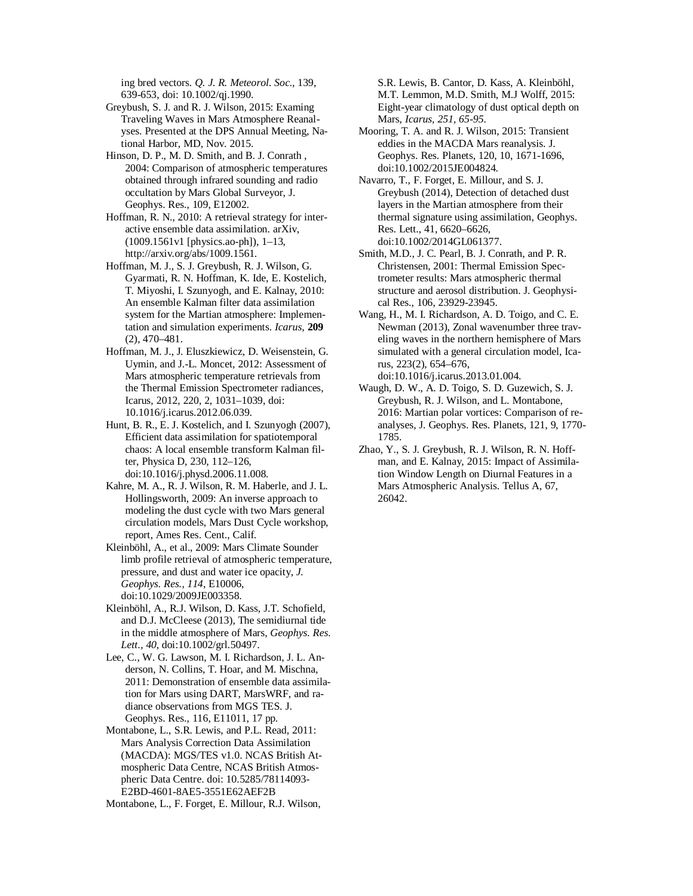ing bred vectors. *Q. J. R. Meteorol. Soc.*, 139, 639-653, doi: 10.1002/qj.1990.

Greybush, S. J. and R. J. Wilson, 2015: Examing Traveling Waves in Mars Atmosphere Reanalyses. Presented at the DPS Annual Meeting, National Harbor, MD, Nov. 2015.

Hinson, D. P., M. D. Smith, and B. J. Conrath , 2004: Comparison of atmospheric temperatures obtained through infrared sounding and radio occultation by Mars Global Surveyor, J. Geophys. Res., 109, E12002.

Hoffman, R. N., 2010: A retrieval strategy for interactive ensemble data assimilation. arXiv, (1009.1561v1 [physics.ao-ph]), 1–13, http://arxiv.org/abs/1009.1561.

Hoffman, M. J., S. J. Greybush, R. J. Wilson, G. Gyarmati, R. N. Hoffman, K. Ide, E. Kostelich, T. Miyoshi, I. Szunyogh, and E. Kalnay, 2010: An ensemble Kalman filter data assimilation system for the Martian atmosphere: Implementation and simulation experiments. *Icarus*, **209** (2), 470–481.

Hoffman, M. J., J. Eluszkiewicz, D. Weisenstein, G. Uymin, and J.-L. Moncet, 2012: Assessment of Mars atmospheric temperature retrievals from the Thermal Emission Spectrometer radiances, Icarus, 2012, 220, 2, 1031–1039, doi: 10.1016/j.icarus.2012.06.039.

Hunt, B. R., E. J. Kostelich, and I. Szunyogh (2007), Efficient data assimilation for spatiotemporal chaos: A local ensemble transform Kalman filter, Physica D, 230, 112–126, doi:10.1016/j.physd.2006.11.008.

Kahre, M. A., R. J. Wilson, R. M. Haberle, and J. L. Hollingsworth, 2009: An inverse approach to modeling the dust cycle with two Mars general circulation models, Mars Dust Cycle workshop, report, Ames Res. Cent., Calif.

Kleinböhl, A., et al., 2009: Mars Climate Sounder limb profile retrieval of atmospheric temperature, pressure, and dust and water ice opacity, *J. Geophys. Res.*, *114*, E10006, doi:10.1029/2009JE003358.

Kleinböhl, A., R.J. Wilson, D. Kass, J.T. Schofield, and D.J. McCleese (2013), The semidiurnal tide in the middle atmosphere of Mars, *Geophys. Res. Lett.*, *40*, doi:10.1002/grl.50497.

Lee, C., W. G. Lawson, M. I. Richardson, J. L. Anderson, N. Collins, T. Hoar, and M. Mischna, 2011: Demonstration of ensemble data assimilation for Mars using DART, MarsWRF, and radiance observations from MGS TES. J. Geophys. Res., 116, E11011, 17 pp.

Montabone, L., S.R. Lewis, and P.L. Read, 2011: Mars Analysis Correction Data Assimilation (MACDA): MGS/TES v1.0. NCAS British Atmospheric Data Centre, NCAS British Atmospheric Data Centre. doi: 10.5285/78114093-E2BD-4601-8AE5-3551E62AEF2B

Montabone, L., F. Forget, E. Millour, R.J. Wilson, S.R. Lewis, B. Cantor, D. Kass, A. Kleinböhl, M.T. Lemmon, M.D. Smith, M.J Wolff, 2015: Eight-year climatology of dust optical depth on Mars, *Icarus, 251, 65-95*.

Mooring, T. A. and R. J. Wilson, 2015: Transient eddies in the MACDA Mars reanalysis. J. Geophys. Res. Planets, 120, 10, 1671-1696, doi:10.1002/2015JE004824.

Navarro, T., F. Forget, E. Millour, and S. J. Greybush (2014), Detection of detached dust layers in the Martian atmosphere from their thermal signature using assimilation, Geophys. Res. Lett., 41, 6620–6626, doi:10.1002/2014GL061377.

Smith, M.D., J. C. Pearl, B. J. Conrath, and P. R. Christensen, 2001: Thermal Emission Spectrometer results: Mars atmospheric thermal structure and aerosol distribution. J. Geophysical Res., 106, 23929-23945.

Wang, H., M. I. Richardson, A. D. Toigo, and C. E. Newman (2013), Zonal wavenumber three traveling waves in the northern hemisphere of Mars simulated with a general circulation model, Icarus, 223(2), 654–676, doi:10.1016/j.icarus.2013.01.004.

Waugh, D. W., A. D. Toigo, S. D. Guzewich, S. J. Greybush, R. J. Wilson, and L. Montabone, 2016: Martian polar vortices: Comparison of reanalyses, J. Geophys. Res. Planets, 121, 9, 1770-1785.

Zhao, Y., S. J. Greybush, R. J. Wilson, R. N. Hoffman, and E. Kalnay, 2015: Impact of Assimilation Window Length on Diurnal Features in a Mars Atmospheric Analysis. Tellus A, 67, 26042.